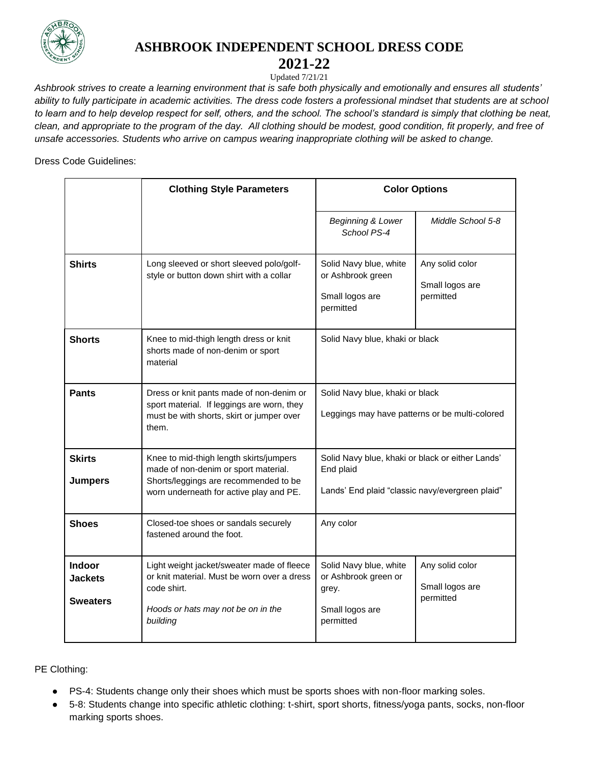# ASHBROOK INDEPENDENT SCHOOL DRESS CODE
# 2021-22

Updated 7/21/21

*Ashbrook strives to create a learning environment that is safe both physically and emotionally and ensures all students' ability to fully participate in academic activities. The dress code fosters a professional mindset that students are at school to learn and to help develop respect for self, others, and the school. The school's standard is simply that clothing be neat, clean, and appropriate to the program of the day. All clothing should be modest, good condition, fit properly, and free of unsafe accessories. Students who arrive on campus wearing inappropriate clothing will be asked to change.*

Dress Code Guidelines:

| | **Clothing Style Parameters** | **Color Options** | |
|---|---|---|---|
| | | *Beginning & Lower School PS-4* | *Middle School 5-8* |
| **Shirts** | Long sleeved or short sleeved polo/golf-style or button down shirt with a collar | Solid Navy blue, white or Ashbrook green<br><br>Small logos are permitted | Any solid color<br><br>Small logos are permitted |
| **Shorts** | Knee to mid-thigh length dress or knit shorts made of non-denim or sport material | Solid Navy blue, khaki or black | |
| **Pants** | Dress or knit pants made of non-denim or sport material. If leggings are worn, they must be with shorts, skirt or jumper over them. | Solid Navy blue, khaki or black<br><br>Leggings may have patterns or be multi-colored | |
| **Skirts**<br><br>**Jumpers** | Knee to mid-thigh length skirts/jumpers made of non-denim or sport material. Shorts/leggings are recommended to be worn underneath for active play and PE. | Solid Navy blue, khaki or black or either Lands' End plaid<br><br>Lands' End plaid "classic navy/evergreen plaid" | |
| **Shoes** | Closed-toe shoes or sandals securely fastened around the foot. | Any color | |
| **Indoor Jackets**<br><br>**Sweaters** | Light weight jacket/sweater made of fleece or knit material. Must be worn over a dress code shirt.<br><br>*Hoods or hats may not be on in the building* | Solid Navy blue, white or Ashbrook green or grey.<br><br>Small logos are permitted | Any solid color<br><br>Small logos are permitted |

PE Clothing:

- PS-4: Students change only their shoes which must be sports shoes with non-floor marking soles.
- 5-8: Students change into specific athletic clothing: t-shirt, sport shorts, fitness/yoga pants, socks, non-floor marking sports shoes.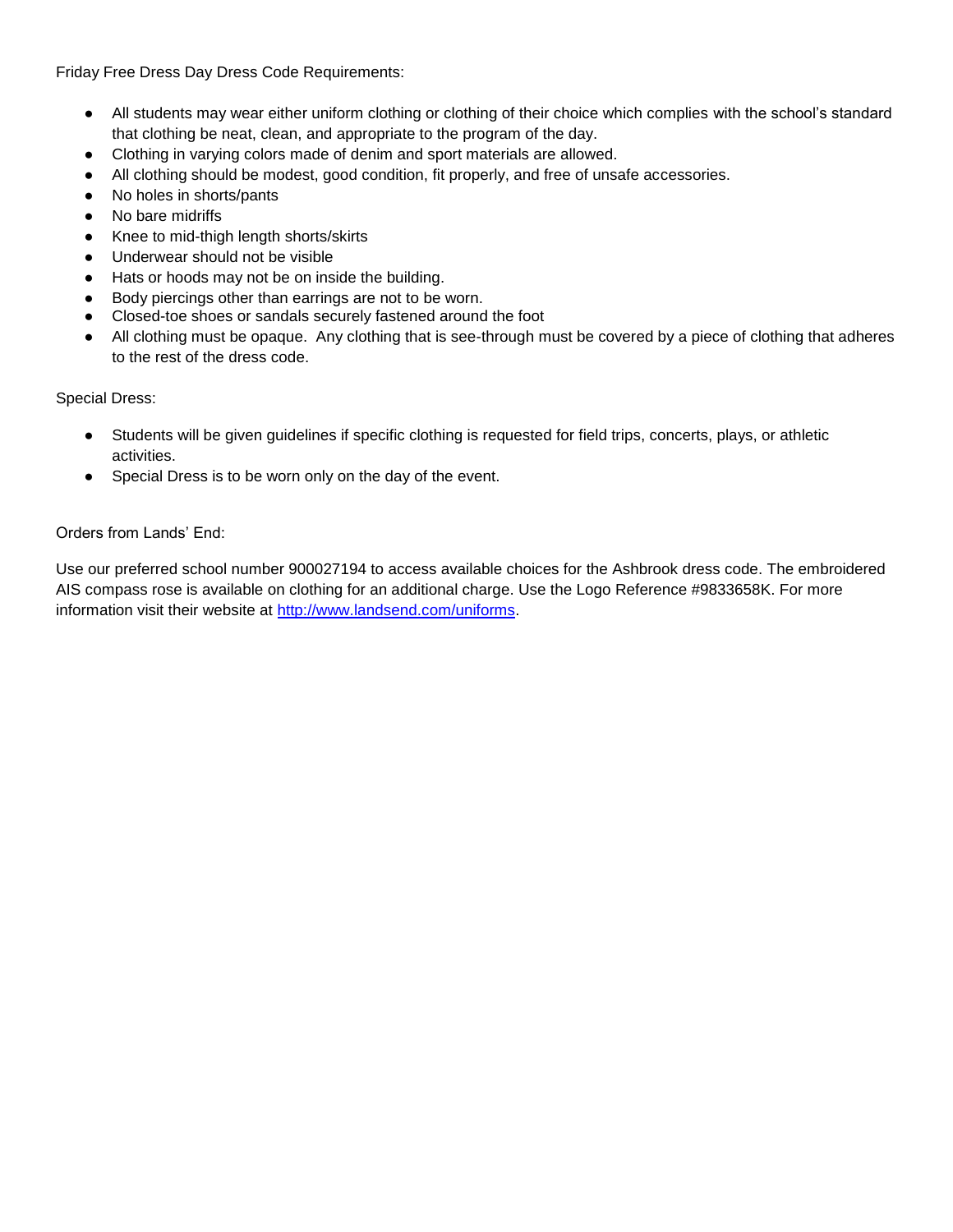Friday Free Dress Day Dress Code Requirements:

- All students may wear either uniform clothing or clothing of their choice which complies with the school's standard that clothing be neat, clean, and appropriate to the program of the day.
- Clothing in varying colors made of denim and sport materials are allowed.
- All clothing should be modest, good condition, fit properly, and free of unsafe accessories.
- No holes in shorts/pants
- No bare midriffs
- Knee to mid-thigh length shorts/skirts
- Underwear should not be visible
- Hats or hoods may not be on inside the building.
- Body piercings other than earrings are not to be worn.
- Closed-toe shoes or sandals securely fastened around the foot
- All clothing must be opaque. Any clothing that is see-through must be covered by a piece of clothing that adheres to the rest of the dress code.

Special Dress:

- Students will be given guidelines if specific clothing is requested for field trips, concerts, plays, or athletic activities.
- Special Dress is to be worn only on the day of the event.

Orders from Lands' End:

Use our preferred school number 900027194 to access available choices for the Ashbrook dress code. The embroidered AIS compass rose is available on clothing for an additional charge. Use the Logo Reference #9833658K. For more information visit their website at [http://www.landsend.com/uniforms](http://www.landsend.com/uniforms).